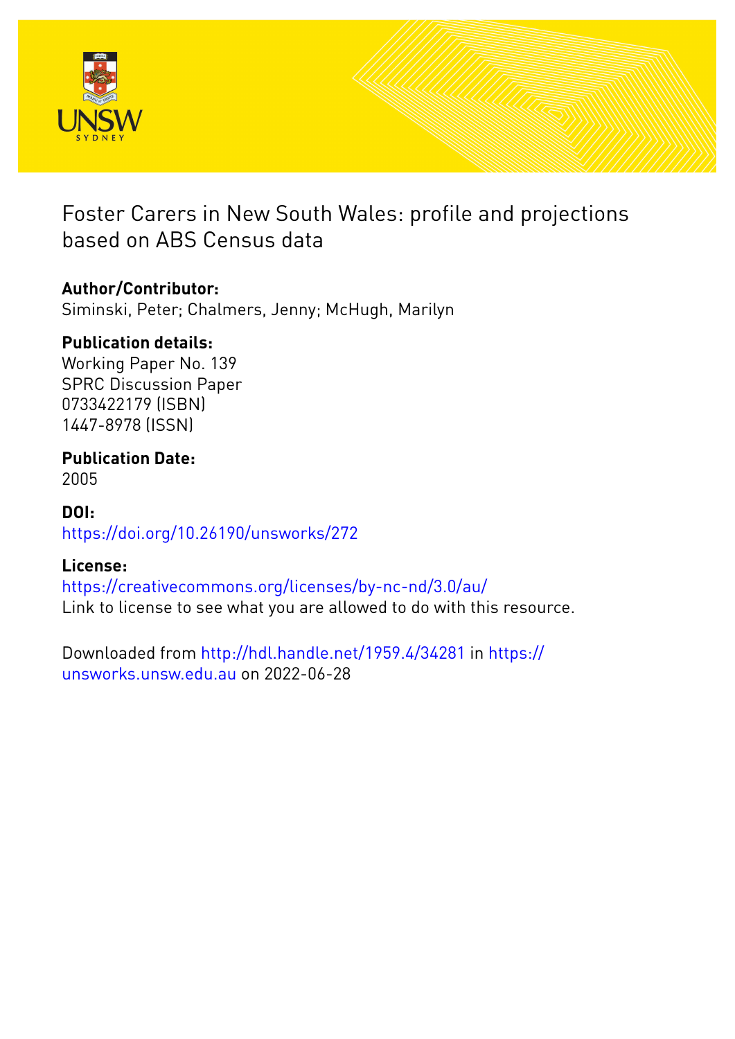# Foster Carers in New South Wales: profile and projections based on ABS Census data

**Author/Contributor:**
Siminski, Peter; Chalmers, Jenny; McHugh, Marilyn

**Publication details:**
Working Paper No. 139
SPRC Discussion Paper
0733422179 (ISBN)
1447-8978 (ISSN)

**Publication Date:**
2005

**DOI:**
https://doi.org/10.26190/unsworks/272

**License:**
https://creativecommons.org/licenses/by-nc-nd/3.0/au/
Link to license to see what you are allowed to do with this resource.

Downloaded from http://hdl.handle.net/1959.4/34281 in https://unsworks.unsw.edu.au on 2022-06-28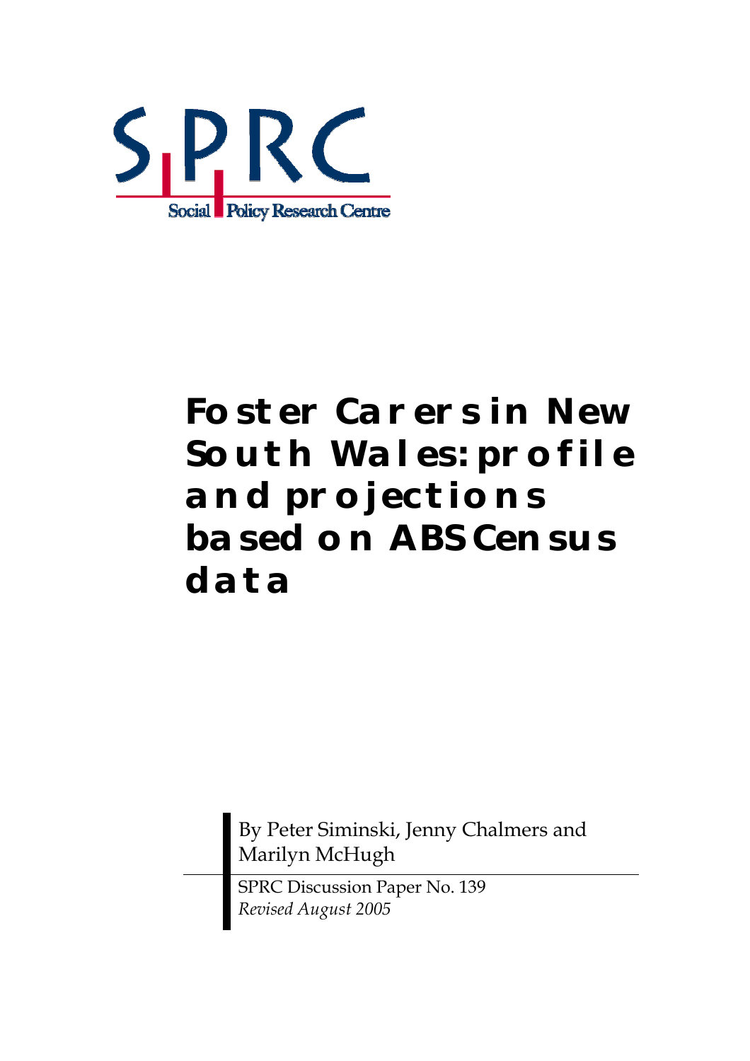SPRC Social Policy Research Centre

# Foster Carers in New South Wales: profile and projections based on ABS Census data

By Peter Siminski, Jenny Chalmers and Marilyn McHugh

SPRC Discussion Paper No. 139

*Revised August 2005*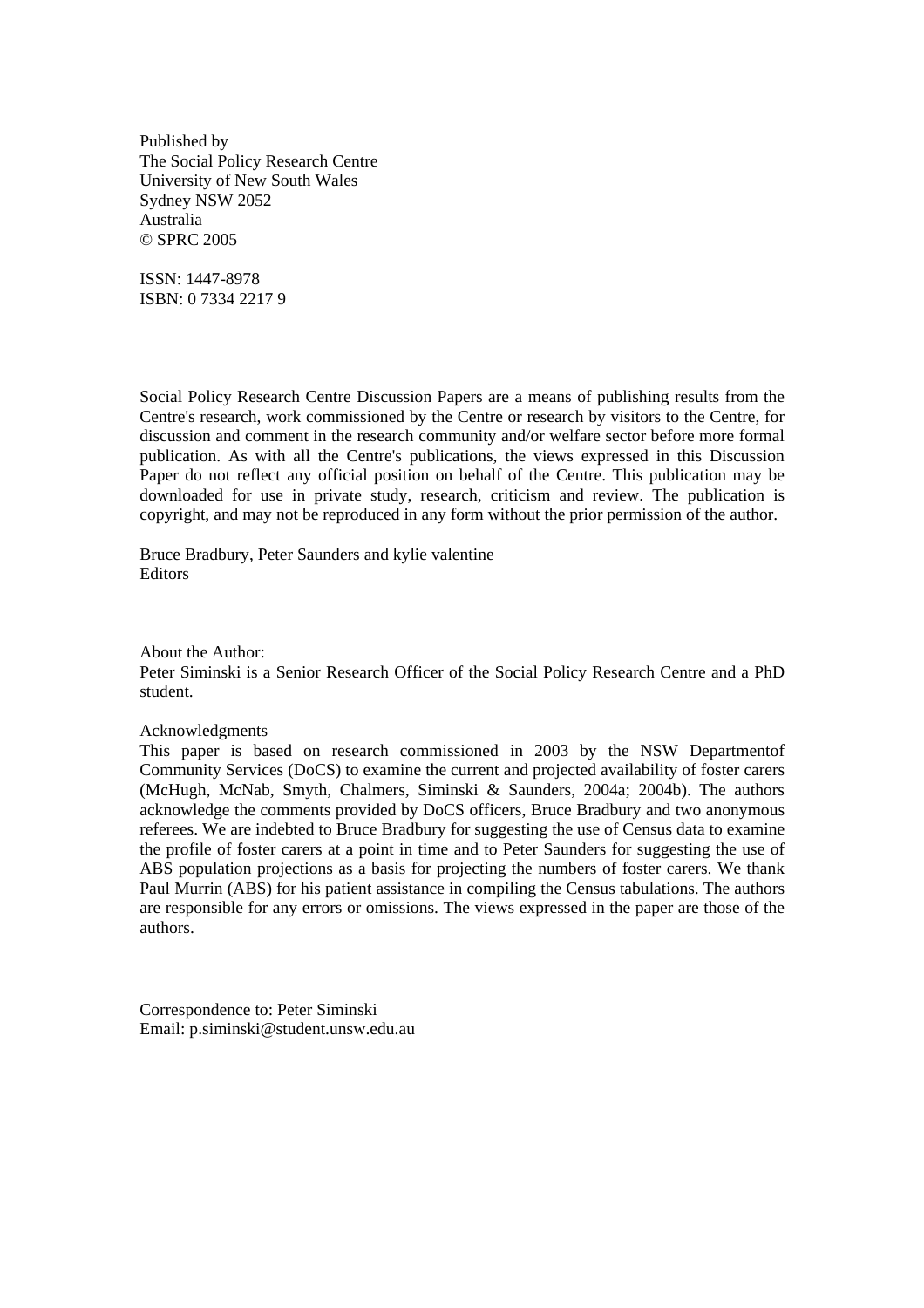Published by
The Social Policy Research Centre
University of New South Wales
Sydney NSW 2052
Australia
© SPRC 2005

ISSN: 1447-8978
ISBN: 0 7334 2217 9

Social Policy Research Centre Discussion Papers are a means of publishing results from the Centre's research, work commissioned by the Centre or research by visitors to the Centre, for discussion and comment in the research community and/or welfare sector before more formal publication. As with all the Centre's publications, the views expressed in this Discussion Paper do not reflect any official position on behalf of the Centre. This publication may be downloaded for use in private study, research, criticism and review. The publication is copyright, and may not be reproduced in any form without the prior permission of the author.

Bruce Bradbury, Peter Saunders and kylie valentine
Editors

About the Author:
Peter Siminski is a Senior Research Officer of the Social Policy Research Centre and a PhD student.

Acknowledgments
This paper is based on research commissioned in 2003 by the NSW Departmentof Community Services (DoCS) to examine the current and projected availability of foster carers (McHugh, McNab, Smyth, Chalmers, Siminski & Saunders, 2004a; 2004b). The authors acknowledge the comments provided by DoCS officers, Bruce Bradbury and two anonymous referees. We are indebted to Bruce Bradbury for suggesting the use of Census data to examine the profile of foster carers at a point in time and to Peter Saunders for suggesting the use of ABS population projections as a basis for projecting the numbers of foster carers. We thank Paul Murrin (ABS) for his patient assistance in compiling the Census tabulations. The authors are responsible for any errors or omissions. The views expressed in the paper are those of the authors.

Correspondence to: Peter Siminski
Email: p.siminski@student.unsw.edu.au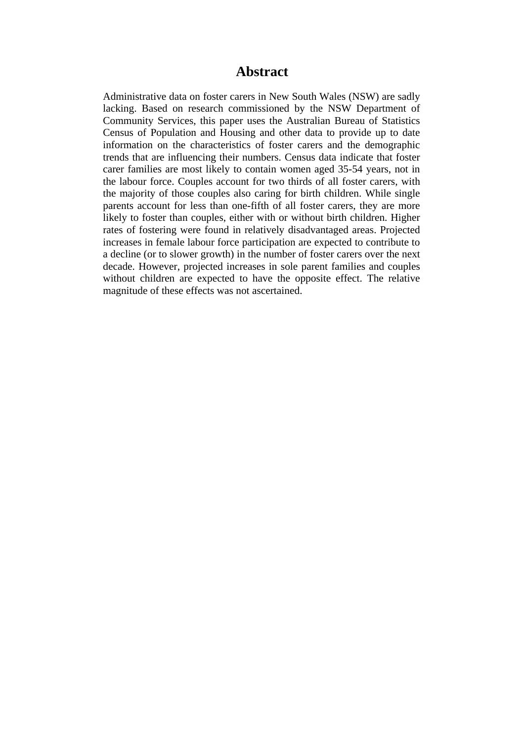# Abstract

Administrative data on foster carers in New South Wales (NSW) are sadly lacking. Based on research commissioned by the NSW Department of Community Services, this paper uses the Australian Bureau of Statistics Census of Population and Housing and other data to provide up to date information on the characteristics of foster carers and the demographic trends that are influencing their numbers. Census data indicate that foster carer families are most likely to contain women aged 35-54 years, not in the labour force. Couples account for two thirds of all foster carers, with the majority of those couples also caring for birth children. While single parents account for less than one-fifth of all foster carers, they are more likely to foster than couples, either with or without birth children. Higher rates of fostering were found in relatively disadvantaged areas. Projected increases in female labour force participation are expected to contribute to a decline (or to slower growth) in the number of foster carers over the next decade. However, projected increases in sole parent families and couples without children are expected to have the opposite effect. The relative magnitude of these effects was not ascertained.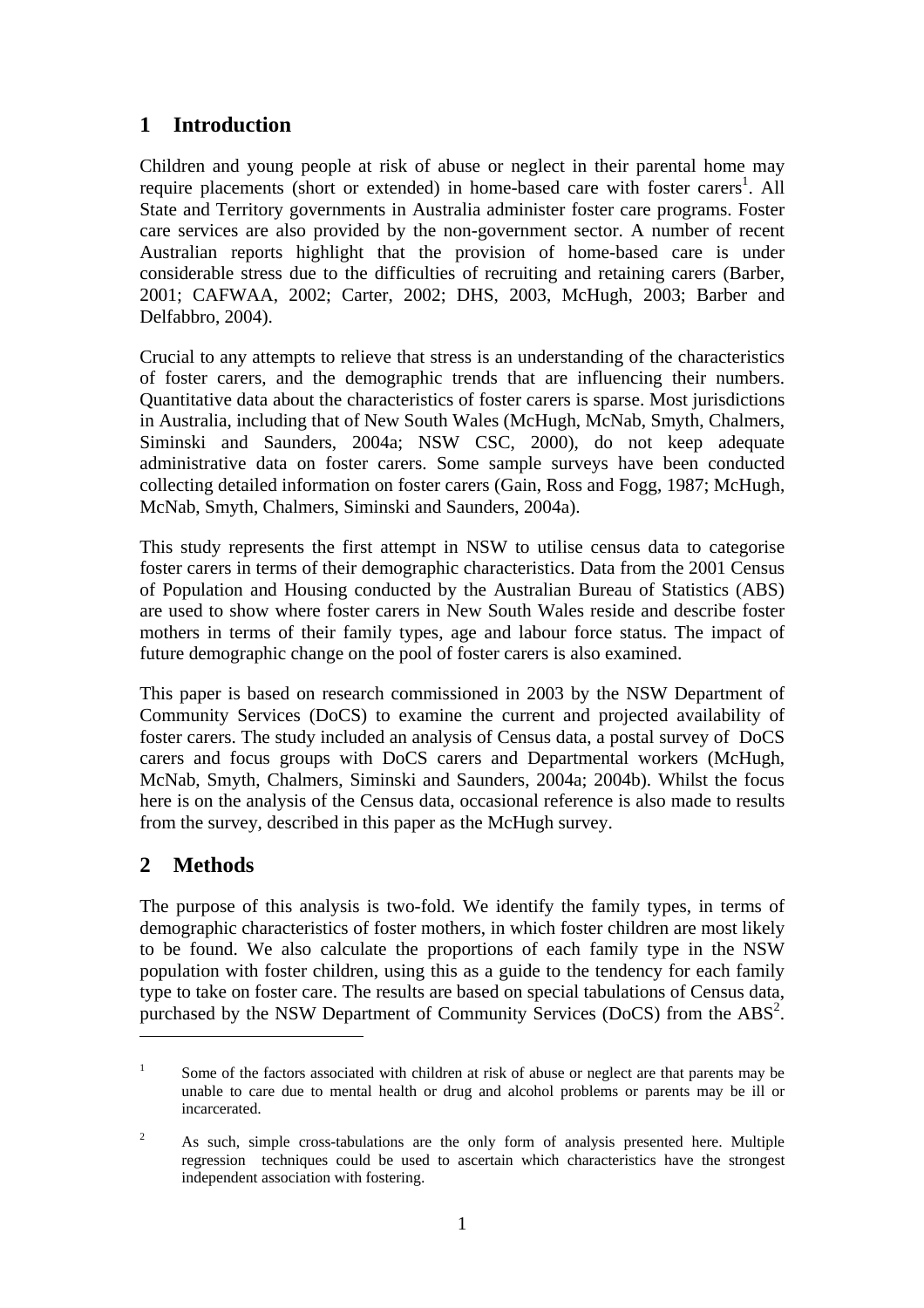# 1 Introduction

Children and young people at risk of abuse or neglect in their parental home may require placements (short or extended) in home-based care with foster carers[1]. All State and Territory governments in Australia administer foster care programs. Foster care services are also provided by the non-government sector. A number of recent Australian reports highlight that the provision of home-based care is under considerable stress due to the difficulties of recruiting and retaining carers (Barber, 2001; CAFWAA, 2002; Carter, 2002; DHS, 2003, McHugh, 2003; Barber and Delfabbro, 2004).

Crucial to any attempts to relieve that stress is an understanding of the characteristics of foster carers, and the demographic trends that are influencing their numbers. Quantitative data about the characteristics of foster carers is sparse. Most jurisdictions in Australia, including that of New South Wales (McHugh, McNab, Smyth, Chalmers, Siminski and Saunders, 2004a; NSW CSC, 2000), do not keep adequate administrative data on foster carers. Some sample surveys have been conducted collecting detailed information on foster carers (Gain, Ross and Fogg, 1987; McHugh, McNab, Smyth, Chalmers, Siminski and Saunders, 2004a).

This study represents the first attempt in NSW to utilise census data to categorise foster carers in terms of their demographic characteristics. Data from the 2001 Census of Population and Housing conducted by the Australian Bureau of Statistics (ABS) are used to show where foster carers in New South Wales reside and describe foster mothers in terms of their family types, age and labour force status. The impact of future demographic change on the pool of foster carers is also examined.

This paper is based on research commissioned in 2003 by the NSW Department of Community Services (DoCS) to examine the current and projected availability of foster carers. The study included an analysis of Census data, a postal survey of DoCS carers and focus groups with DoCS carers and Departmental workers (McHugh, McNab, Smyth, Chalmers, Siminski and Saunders, 2004a; 2004b). Whilst the focus here is on the analysis of the Census data, occasional reference is also made to results from the survey, described in this paper as the McHugh survey.

# 2 Methods

The purpose of this analysis is two-fold. We identify the family types, in terms of demographic characteristics of foster mothers, in which foster children are most likely to be found. We also calculate the proportions of each family type in the NSW population with foster children, using this as a guide to the tendency for each family type to take on foster care. The results are based on special tabulations of Census data, purchased by the NSW Department of Community Services (DoCS) from the ABS[2].

---

[1] Some of the factors associated with children at risk of abuse or neglect are that parents may be unable to care due to mental health or drug and alcohol problems or parents may be ill or incarcerated.

[2] As such, simple cross-tabulations are the only form of analysis presented here. Multiple regression techniques could be used to ascertain which characteristics have the strongest independent association with fostering.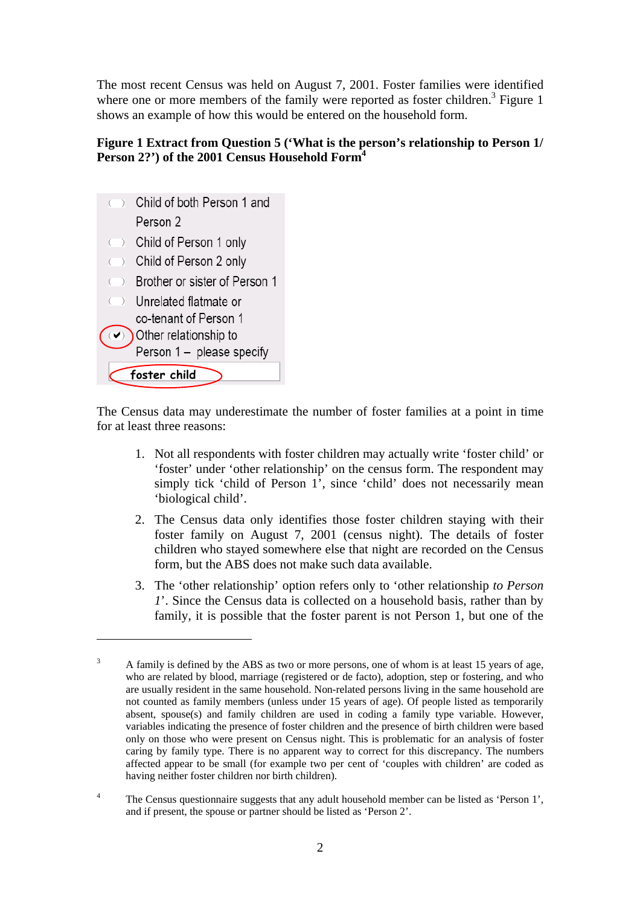The most recent Census was held on August 7, 2001. Foster families were identified where one or more members of the family were reported as foster children.[3] Figure 1 shows an example of how this would be entered on the household form.

**Figure 1 Extract from Question 5 ('What is the person's relationship to Person 1/ Person 2?') of the 2001 Census Household Form[4]**

- ( ) Child of both Person 1 and Person 2
- ( ) Child of Person 1 only
- ( ) Child of Person 2 only
- ( ) Brother or sister of Person 1
- ( ) Unrelated flatmate or co-tenant of Person 1
- (✔) Other relationship to Person 1 – please specify

foster child

The Census data may underestimate the number of foster families at a point in time for at least three reasons:

1. Not all respondents with foster children may actually write 'foster child' or 'foster' under 'other relationship' on the census form. The respondent may simply tick 'child of Person 1', since 'child' does not necessarily mean 'biological child'.
2. The Census data only identifies those foster children staying with their foster family on August 7, 2001 (census night). The details of foster children who stayed somewhere else that night are recorded on the Census form, but the ABS does not make such data available.
3. The 'other relationship' option refers only to 'other relationship *to Person 1*'. Since the Census data is collected on a household basis, rather than by family, it is possible that the foster parent is not Person 1, but one of the

---

[3] A family is defined by the ABS as two or more persons, one of whom is at least 15 years of age, who are related by blood, marriage (registered or de facto), adoption, step or fostering, and who are usually resident in the same household. Non-related persons living in the same household are not counted as family members (unless under 15 years of age). Of people listed as temporarily absent, spouse(s) and family children are used in coding a family type variable. However, variables indicating the presence of foster children and the presence of birth children were based only on those who were present on Census night. This is problematic for an analysis of foster caring by family type. There is no apparent way to correct for this discrepancy. The numbers affected appear to be small (for example two per cent of 'couples with children' are coded as having neither foster children nor birth children).

[4] The Census questionnaire suggests that any adult household member can be listed as 'Person 1', and if present, the spouse or partner should be listed as 'Person 2'.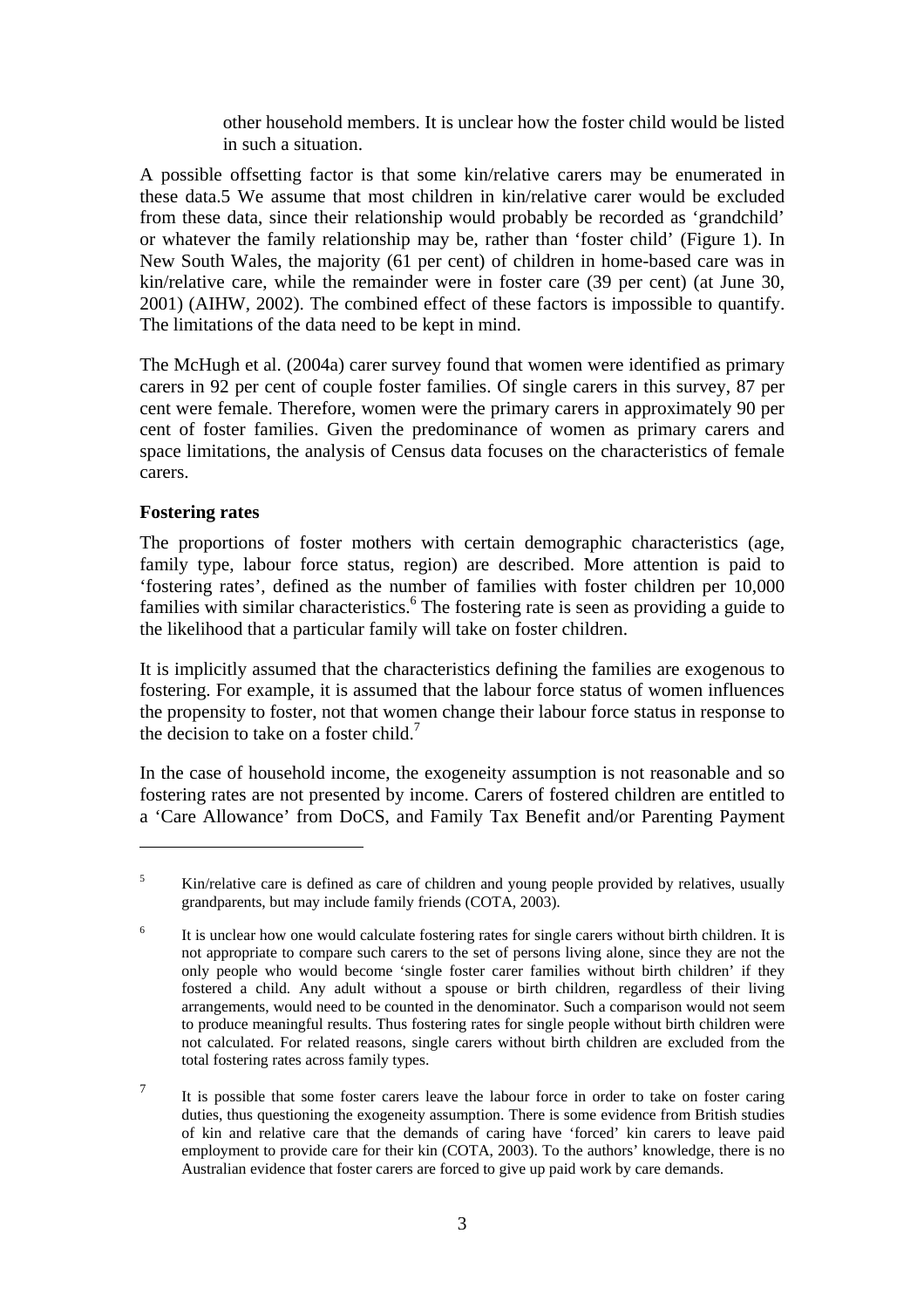other household members. It is unclear how the foster child would be listed in such a situation.

A possible offsetting factor is that some kin/relative carers may be enumerated in these data.5 We assume that most children in kin/relative carer would be excluded from these data, since their relationship would probably be recorded as 'grandchild' or whatever the family relationship may be, rather than 'foster child' (Figure 1). In New South Wales, the majority (61 per cent) of children in home-based care was in kin/relative care, while the remainder were in foster care (39 per cent) (at June 30, 2001) (AIHW, 2002). The combined effect of these factors is impossible to quantify. The limitations of the data need to be kept in mind.

The McHugh et al. (2004a) carer survey found that women were identified as primary carers in 92 per cent of couple foster families. Of single carers in this survey, 87 per cent were female. Therefore, women were the primary carers in approximately 90 per cent of foster families. Given the predominance of women as primary carers and space limitations, the analysis of Census data focuses on the characteristics of female carers.

**Fostering rates**

The proportions of foster mothers with certain demographic characteristics (age, family type, labour force status, region) are described. More attention is paid to 'fostering rates', defined as the number of families with foster children per 10,000 families with similar characteristics.[6] The fostering rate is seen as providing a guide to the likelihood that a particular family will take on foster children.

It is implicitly assumed that the characteristics defining the families are exogenous to fostering. For example, it is assumed that the labour force status of women influences the propensity to foster, not that women change their labour force status in response to the decision to take on a foster child.[7]

In the case of household income, the exogeneity assumption is not reasonable and so fostering rates are not presented by income. Carers of fostered children are entitled to a 'Care Allowance' from DoCS, and Family Tax Benefit and/or Parenting Payment

---

[5] Kin/relative care is defined as care of children and young people provided by relatives, usually grandparents, but may include family friends (COTA, 2003).

[6] It is unclear how one would calculate fostering rates for single carers without birth children. It is not appropriate to compare such carers to the set of persons living alone, since they are not the only people who would become 'single foster carer families without birth children' if they fostered a child. Any adult without a spouse or birth children, regardless of their living arrangements, would need to be counted in the denominator. Such a comparison would not seem to produce meaningful results. Thus fostering rates for single people without birth children were not calculated. For related reasons, single carers without birth children are excluded from the total fostering rates across family types.

[7] It is possible that some foster carers leave the labour force in order to take on foster caring duties, thus questioning the exogeneity assumption. There is some evidence from British studies of kin and relative care that the demands of caring have 'forced' kin carers to leave paid employment to provide care for their kin (COTA, 2003). To the authors' knowledge, there is no Australian evidence that foster carers are forced to give up paid work by care demands.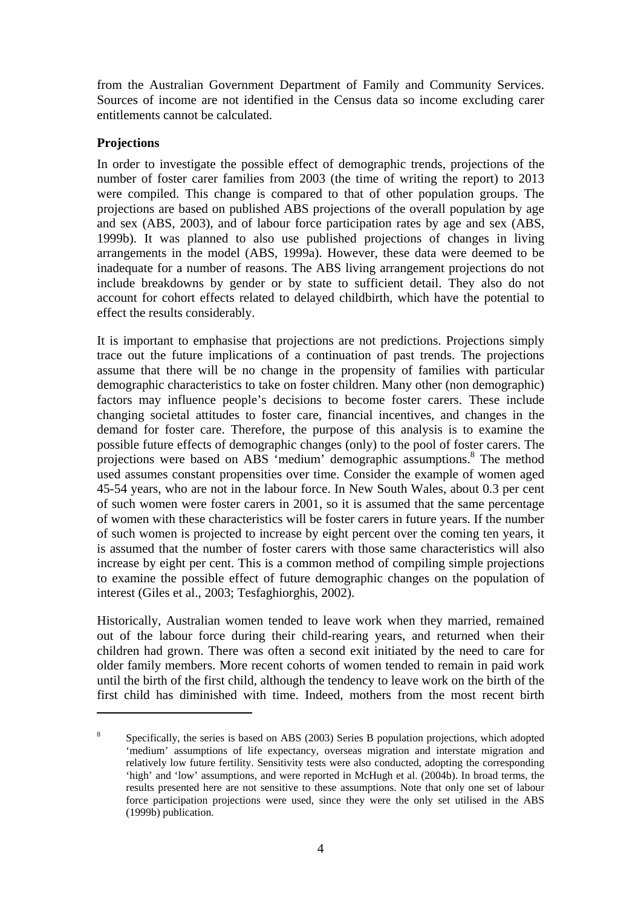from the Australian Government Department of Family and Community Services. Sources of income are not identified in the Census data so income excluding carer entitlements cannot be calculated.

**Projections**

In order to investigate the possible effect of demographic trends, projections of the number of foster carer families from 2003 (the time of writing the report) to 2013 were compiled. This change is compared to that of other population groups. The projections are based on published ABS projections of the overall population by age and sex (ABS, 2003), and of labour force participation rates by age and sex (ABS, 1999b). It was planned to also use published projections of changes in living arrangements in the model (ABS, 1999a). However, these data were deemed to be inadequate for a number of reasons. The ABS living arrangement projections do not include breakdowns by gender or by state to sufficient detail. They also do not account for cohort effects related to delayed childbirth, which have the potential to effect the results considerably.

It is important to emphasise that projections are not predictions. Projections simply trace out the future implications of a continuation of past trends. The projections assume that there will be no change in the propensity of families with particular demographic characteristics to take on foster children. Many other (non demographic) factors may influence people's decisions to become foster carers. These include changing societal attitudes to foster care, financial incentives, and changes in the demand for foster care. Therefore, the purpose of this analysis is to examine the possible future effects of demographic changes (only) to the pool of foster carers. The projections were based on ABS 'medium' demographic assumptions.[8] The method used assumes constant propensities over time. Consider the example of women aged 45-54 years, who are not in the labour force. In New South Wales, about 0.3 per cent of such women were foster carers in 2001, so it is assumed that the same percentage of women with these characteristics will be foster carers in future years. If the number of such women is projected to increase by eight percent over the coming ten years, it is assumed that the number of foster carers with those same characteristics will also increase by eight per cent. This is a common method of compiling simple projections to examine the possible effect of future demographic changes on the population of interest (Giles et al., 2003; Tesfaghiorghis, 2002).

Historically, Australian women tended to leave work when they married, remained out of the labour force during their child-rearing years, and returned when their children had grown. There was often a second exit initiated by the need to care for older family members. More recent cohorts of women tended to remain in paid work until the birth of the first child, although the tendency to leave work on the birth of the first child has diminished with time. Indeed, mothers from the most recent birth

---

[8] Specifically, the series is based on ABS (2003) Series B population projections, which adopted 'medium' assumptions of life expectancy, overseas migration and interstate migration and relatively low future fertility. Sensitivity tests were also conducted, adopting the corresponding 'high' and 'low' assumptions, and were reported in McHugh et al. (2004b). In broad terms, the results presented here are not sensitive to these assumptions. Note that only one set of labour force participation projections were used, since they were the only set utilised in the ABS (1999b) publication.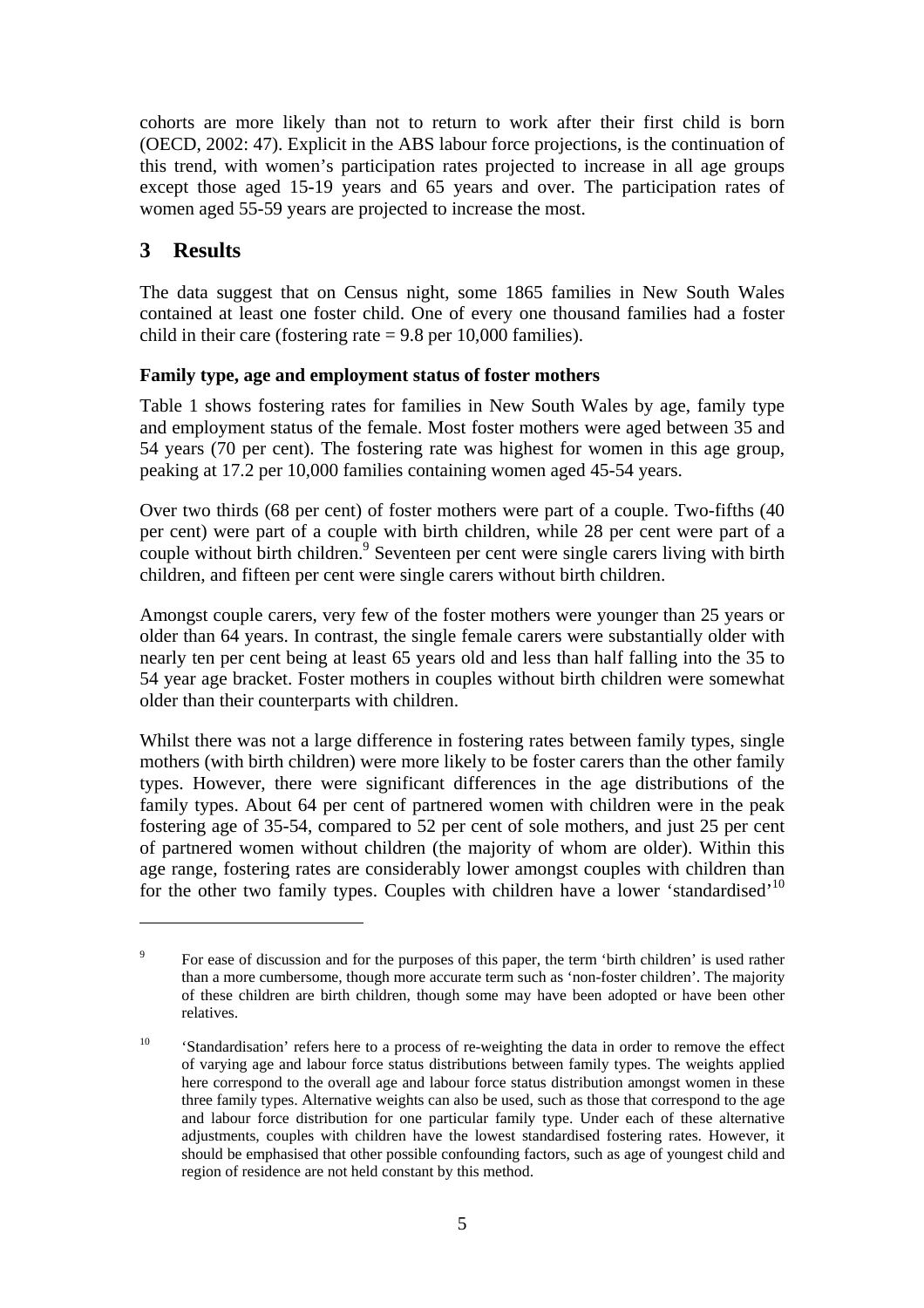cohorts are more likely than not to return to work after their first child is born (OECD, 2002: 47). Explicit in the ABS labour force projections, is the continuation of this trend, with women's participation rates projected to increase in all age groups except those aged 15-19 years and 65 years and over. The participation rates of women aged 55-59 years are projected to increase the most.

## 3 Results

The data suggest that on Census night, some 1865 families in New South Wales contained at least one foster child. One of every one thousand families had a foster child in their care (fostering rate = 9.8 per 10,000 families).

### Family type, age and employment status of foster mothers

Table 1 shows fostering rates for families in New South Wales by age, family type and employment status of the female. Most foster mothers were aged between 35 and 54 years (70 per cent). The fostering rate was highest for women in this age group, peaking at 17.2 per 10,000 families containing women aged 45-54 years.

Over two thirds (68 per cent) of foster mothers were part of a couple. Two-fifths (40 per cent) were part of a couple with birth children, while 28 per cent were part of a couple without birth children.[9] Seventeen per cent were single carers living with birth children, and fifteen per cent were single carers without birth children.

Amongst couple carers, very few of the foster mothers were younger than 25 years or older than 64 years. In contrast, the single female carers were substantially older with nearly ten per cent being at least 65 years old and less than half falling into the 35 to 54 year age bracket. Foster mothers in couples without birth children were somewhat older than their counterparts with children.

Whilst there was not a large difference in fostering rates between family types, single mothers (with birth children) were more likely to be foster carers than the other family types. However, there were significant differences in the age distributions of the family types. About 64 per cent of partnered women with children were in the peak fostering age of 35-54, compared to 52 per cent of sole mothers, and just 25 per cent of partnered women without children (the majority of whom are older). Within this age range, fostering rates are considerably lower amongst couples with children than for the other two family types. Couples with children have a lower 'standardised'[10]

---

[9] For ease of discussion and for the purposes of this paper, the term 'birth children' is used rather than a more cumbersome, though more accurate term such as 'non-foster children'. The majority of these children are birth children, though some may have been adopted or have been other relatives.

[10] 'Standardisation' refers here to a process of re-weighting the data in order to remove the effect of varying age and labour force status distributions between family types. The weights applied here correspond to the overall age and labour force status distribution amongst women in these three family types. Alternative weights can also be used, such as those that correspond to the age and labour force distribution for one particular family type. Under each of these alternative adjustments, couples with children have the lowest standardised fostering rates. However, it should be emphasised that other possible confounding factors, such as age of youngest child and region of residence are not held constant by this method.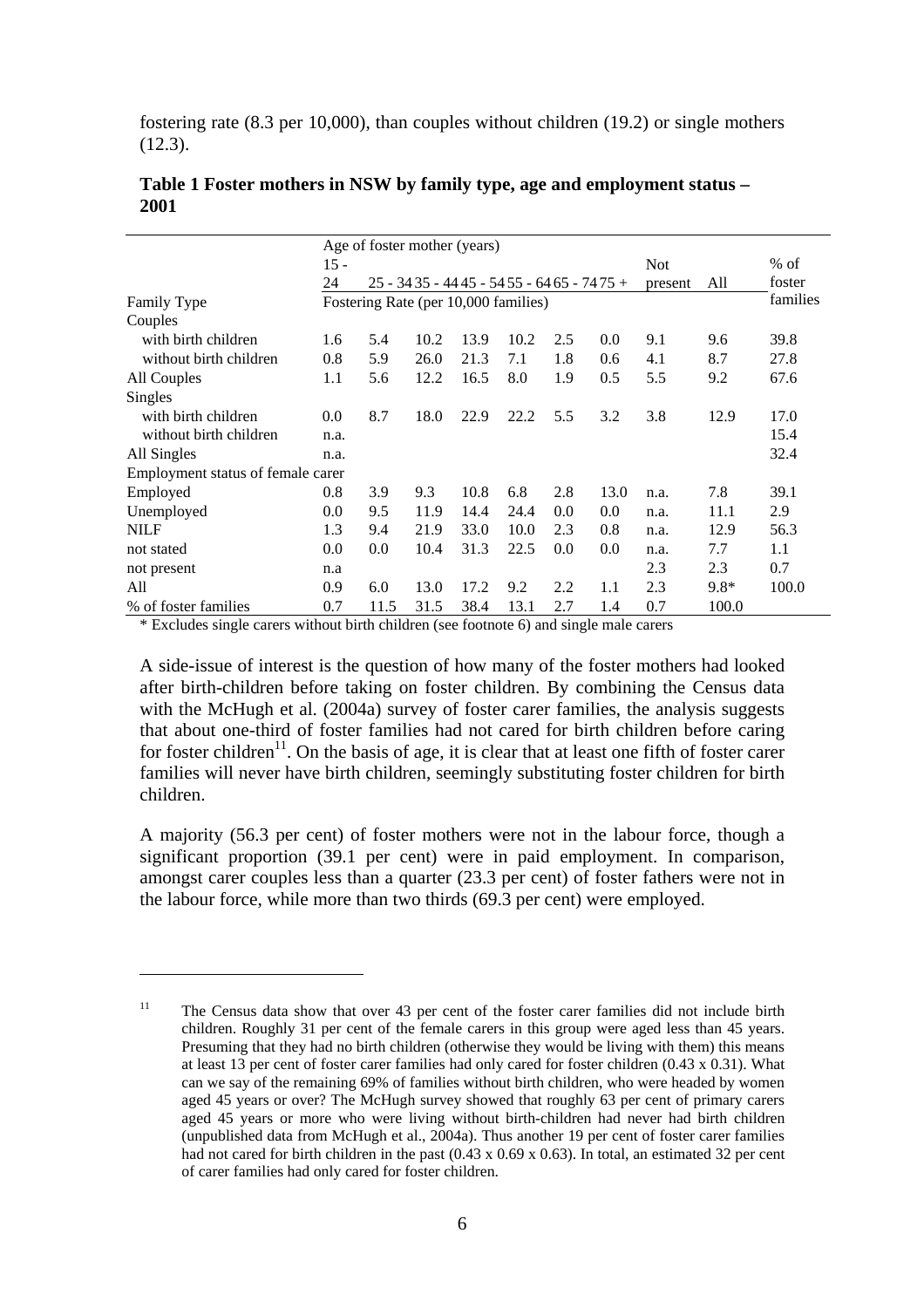fostering rate (8.3 per 10,000), than couples without children (19.2) or single mothers (12.3).

**Table 1 Foster mothers in NSW by family type, age and employment status – 2001**

| | Age of foster mother (years) | | | | | | | | | |
|---|---|---|---|---|---|---|---|---|---|---|
| | 15 - 24 | 25 - 34 | 35 - 44 | 45 - 54 | 55 - 64 | 65 - 74 | 75 + | Not present | All | % of foster families |
| Family Type | Fostering Rate (per 10,000 families) | | | | | | | | | |
| Couples | | | | | | | | | | |
| with birth children | 1.6 | 5.4 | 10.2 | 13.9 | 10.2 | 2.5 | 0.0 | 9.1 | 9.6 | 39.8 |
| without birth children | 0.8 | 5.9 | 26.0 | 21.3 | 7.1 | 1.8 | 0.6 | 4.1 | 8.7 | 27.8 |
| All Couples | 1.1 | 5.6 | 12.2 | 16.5 | 8.0 | 1.9 | 0.5 | 5.5 | 9.2 | 67.6 |
| Singles | | | | | | | | | | |
| with birth children | 0.0 | 8.7 | 18.0 | 22.9 | 22.2 | 5.5 | 3.2 | 3.8 | 12.9 | 17.0 |
| without birth children | n.a. | | | | | | | | | 15.4 |
| All Singles | n.a. | | | | | | | | | 32.4 |
| Employment status of female carer | | | | | | | | | | |
| Employed | 0.8 | 3.9 | 9.3 | 10.8 | 6.8 | 2.8 | 13.0 | n.a. | 7.8 | 39.1 |
| Unemployed | 0.0 | 9.5 | 11.9 | 14.4 | 24.4 | 0.0 | 0.0 | n.a. | 11.1 | 2.9 |
| NILF | 1.3 | 9.4 | 21.9 | 33.0 | 10.0 | 2.3 | 0.8 | n.a. | 12.9 | 56.3 |
| not stated | 0.0 | 0.0 | 10.4 | 31.3 | 22.5 | 0.0 | 0.0 | n.a. | 7.7 | 1.1 |
| not present | n.a | | | | | | | 2.3 | 2.3 | 0.7 |
| All | 0.9 | 6.0 | 13.0 | 17.2 | 9.2 | 2.2 | 1.1 | 2.3 | 9.8* | 100.0 |
| % of foster families | 0.7 | 11.5 | 31.5 | 38.4 | 13.1 | 2.7 | 1.4 | 0.7 | 100.0 | |

\* Excludes single carers without birth children (see footnote 6) and single male carers

A side-issue of interest is the question of how many of the foster mothers had looked after birth-children before taking on foster children. By combining the Census data with the McHugh et al. (2004a) survey of foster carer families, the analysis suggests that about one-third of foster families had not cared for birth children before caring for foster children[11]. On the basis of age, it is clear that at least one fifth of foster carer families will never have birth children, seemingly substituting foster children for birth children.

A majority (56.3 per cent) of foster mothers were not in the labour force, though a significant proportion (39.1 per cent) were in paid employment. In comparison, amongst carer couples less than a quarter (23.3 per cent) of foster fathers were not in the labour force, while more than two thirds (69.3 per cent) were employed.

---

[11] The Census data show that over 43 per cent of the foster carer families did not include birth children. Roughly 31 per cent of the female carers in this group were aged less than 45 years. Presuming that they had no birth children (otherwise they would be living with them) this means at least 13 per cent of foster carer families had only cared for foster children (0.43 x 0.31). What can we say of the remaining 69% of families without birth children, who were headed by women aged 45 years or over? The McHugh survey showed that roughly 63 per cent of primary carers aged 45 years or more who were living without birth-children had never had birth children (unpublished data from McHugh et al., 2004a). Thus another 19 per cent of foster carer families had not cared for birth children in the past (0.43 x 0.69 x 0.63). In total, an estimated 32 per cent of carer families had only cared for foster children.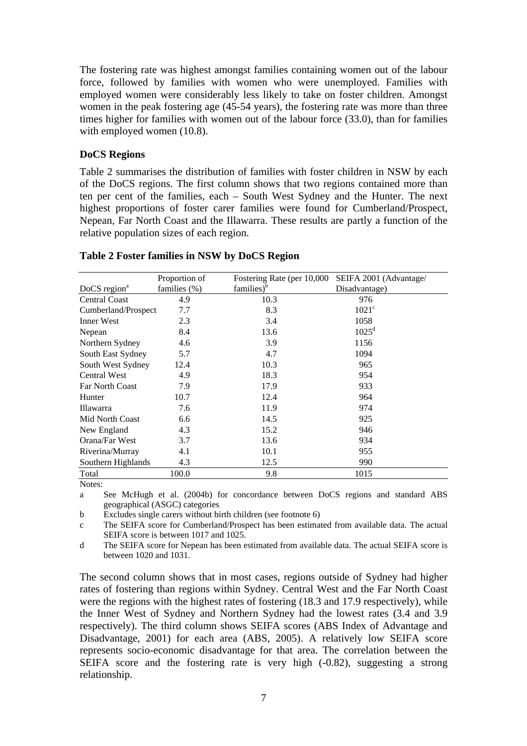The fostering rate was highest amongst families containing women out of the labour force, followed by families with women who were unemployed. Families with employed women were considerably less likely to take on foster children. Amongst women in the peak fostering age (45-54 years), the fostering rate was more than three times higher for families with women out of the labour force (33.0), than for families with employed women (10.8).

**DoCS Regions**

Table 2 summarises the distribution of families with foster children in NSW by each of the DoCS regions. The first column shows that two regions contained more than ten per cent of the families, each – South West Sydney and the Hunter. The next highest proportions of foster carer families were found for Cumberland/Prospect, Nepean, Far North Coast and the Illawarra. These results are partly a function of the relative population sizes of each region.

**Table 2 Foster families in NSW by DoCS Region**

| DoCS region[a] | Proportion of families (%) | Fostering Rate (per 10,000 families)[b] | SEIFA 2001 (Advantage/ Disadvantage) |
|---|---|---|---|
| Central Coast | 4.9 | 10.3 | 976 |
| Cumberland/Prospect | 7.7 | 8.3 | 1021[c] |
| Inner West | 2.3 | 3.4 | 1058 |
| Nepean | 8.4 | 13.6 | 1025[d] |
| Northern Sydney | 4.6 | 3.9 | 1156 |
| South East Sydney | 5.7 | 4.7 | 1094 |
| South West Sydney | 12.4 | 10.3 | 965 |
| Central West | 4.9 | 18.3 | 954 |
| Far North Coast | 7.9 | 17.9 | 933 |
| Hunter | 10.7 | 12.4 | 964 |
| Illawarra | 7.6 | 11.9 | 974 |
| Mid North Coast | 6.6 | 14.5 | 925 |
| New England | 4.3 | 15.2 | 946 |
| Orana/Far West | 3.7 | 13.6 | 934 |
| Riverina/Murray | 4.1 | 10.1 | 955 |
| Southern Highlands | 4.3 | 12.5 | 990 |
| Total | 100.0 | 9.8 | 1015 |

Notes:

a See McHugh et al. (2004b) for concordance between DoCS regions and standard ABS geographical (ASGC) categories

b Excludes single carers without birth children (see footnote 6)

c The SEIFA score for Cumberland/Prospect has been estimated from available data. The actual SEIFA score is between 1017 and 1025.

d The SEIFA score for Nepean has been estimated from available data. The actual SEIFA score is between 1020 and 1031.

The second column shows that in most cases, regions outside of Sydney had higher rates of fostering than regions within Sydney. Central West and the Far North Coast were the regions with the highest rates of fostering (18.3 and 17.9 respectively), while the Inner West of Sydney and Northern Sydney had the lowest rates (3.4 and 3.9 respectively). The third column shows SEIFA scores (ABS Index of Advantage and Disadvantage, 2001) for each area (ABS, 2005). A relatively low SEIFA score represents socio-economic disadvantage for that area. The correlation between the SEIFA score and the fostering rate is very high (-0.82), suggesting a strong relationship.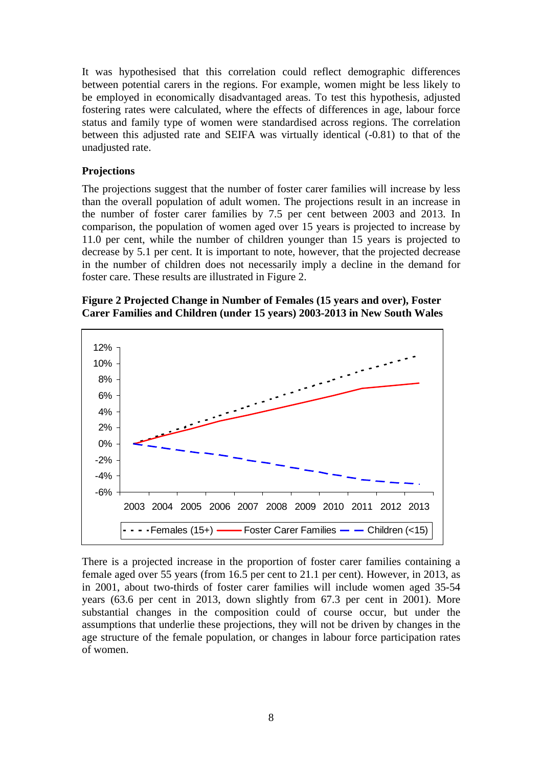It was hypothesised that this correlation could reflect demographic differences between potential carers in the regions. For example, women might be less likely to be employed in economically disadvantaged areas. To test this hypothesis, adjusted fostering rates were calculated, where the effects of differences in age, labour force status and family type of women were standardised across regions. The correlation between this adjusted rate and SEIFA was virtually identical (-0.81) to that of the unadjusted rate.

**Projections**

The projections suggest that the number of foster carer families will increase by less than the overall population of adult women. The projections result in an increase in the number of foster carer families by 7.5 per cent between 2003 and 2013. In comparison, the population of women aged over 15 years is projected to increase by 11.0 per cent, while the number of children younger than 15 years is projected to decrease by 5.1 per cent. It is important to note, however, that the projected decrease in the number of children does not necessarily imply a decline in the demand for foster care. These results are illustrated in Figure 2.

**Figure 2 Projected Change in Number of Females (15 years and over), Foster Carer Families and Children (under 15 years) 2003-2013 in New South Wales**

There is a projected increase in the proportion of foster carer families containing a female aged over 55 years (from 16.5 per cent to 21.1 per cent). However, in 2013, as in 2001, about two-thirds of foster carer families will include women aged 35-54 years (63.6 per cent in 2013, down slightly from 67.3 per cent in 2001). More substantial changes in the composition could of course occur, but under the assumptions that underlie these projections, they will not be driven by changes in the age structure of the female population, or changes in labour force participation rates of women.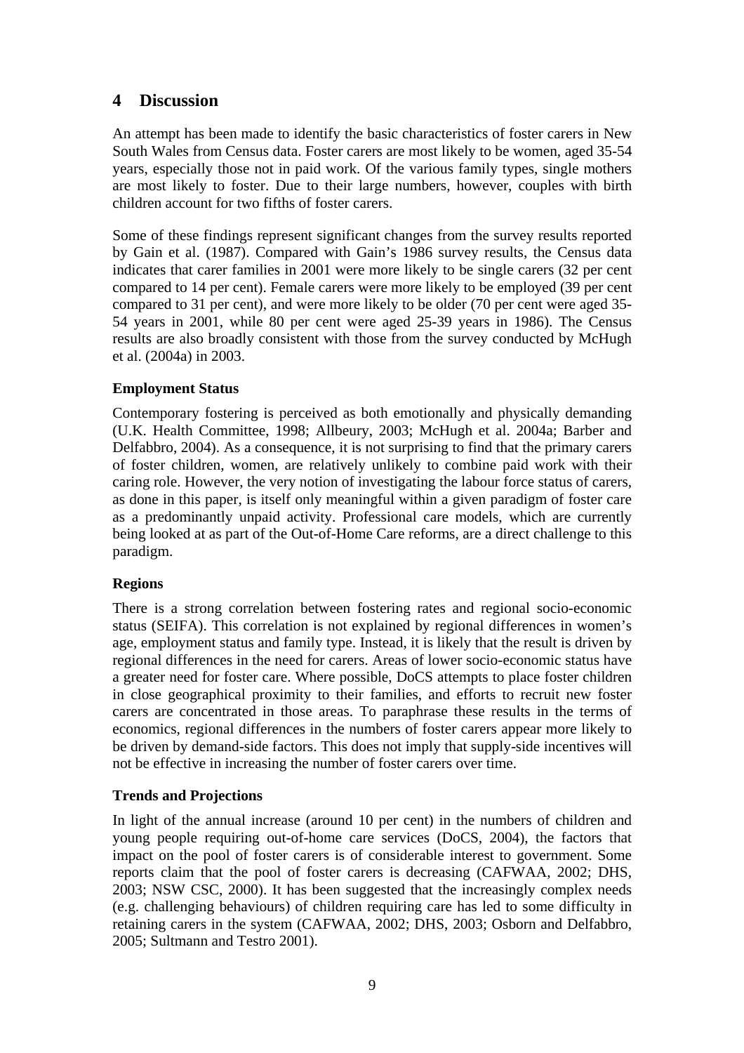## 4 Discussion

An attempt has been made to identify the basic characteristics of foster carers in New South Wales from Census data. Foster carers are most likely to be women, aged 35-54 years, especially those not in paid work. Of the various family types, single mothers are most likely to foster. Due to their large numbers, however, couples with birth children account for two fifths of foster carers.

Some of these findings represent significant changes from the survey results reported by Gain et al. (1987). Compared with Gain's 1986 survey results, the Census data indicates that carer families in 2001 were more likely to be single carers (32 per cent compared to 14 per cent). Female carers were more likely to be employed (39 per cent compared to 31 per cent), and were more likely to be older (70 per cent were aged 35-54 years in 2001, while 80 per cent were aged 25-39 years in 1986). The Census results are also broadly consistent with those from the survey conducted by McHugh et al. (2004a) in 2003.

**Employment Status**

Contemporary fostering is perceived as both emotionally and physically demanding (U.K. Health Committee, 1998; Allbeury, 2003; McHugh et al. 2004a; Barber and Delfabbro, 2004). As a consequence, it is not surprising to find that the primary carers of foster children, women, are relatively unlikely to combine paid work with their caring role. However, the very notion of investigating the labour force status of carers, as done in this paper, is itself only meaningful within a given paradigm of foster care as a predominantly unpaid activity. Professional care models, which are currently being looked at as part of the Out-of-Home Care reforms, are a direct challenge to this paradigm.

**Regions**

There is a strong correlation between fostering rates and regional socio-economic status (SEIFA). This correlation is not explained by regional differences in women's age, employment status and family type. Instead, it is likely that the result is driven by regional differences in the need for carers. Areas of lower socio-economic status have a greater need for foster care. Where possible, DoCS attempts to place foster children in close geographical proximity to their families, and efforts to recruit new foster carers are concentrated in those areas. To paraphrase these results in the terms of economics, regional differences in the numbers of foster carers appear more likely to be driven by demand-side factors. This does not imply that supply-side incentives will not be effective in increasing the number of foster carers over time.

**Trends and Projections**

In light of the annual increase (around 10 per cent) in the numbers of children and young people requiring out-of-home care services (DoCS, 2004), the factors that impact on the pool of foster carers is of considerable interest to government. Some reports claim that the pool of foster carers is decreasing (CAFWAA, 2002; DHS, 2003; NSW CSC, 2000). It has been suggested that the increasingly complex needs (e.g. challenging behaviours) of children requiring care has led to some difficulty in retaining carers in the system (CAFWAA, 2002; DHS, 2003; Osborn and Delfabbro, 2005; Sultmann and Testro 2001).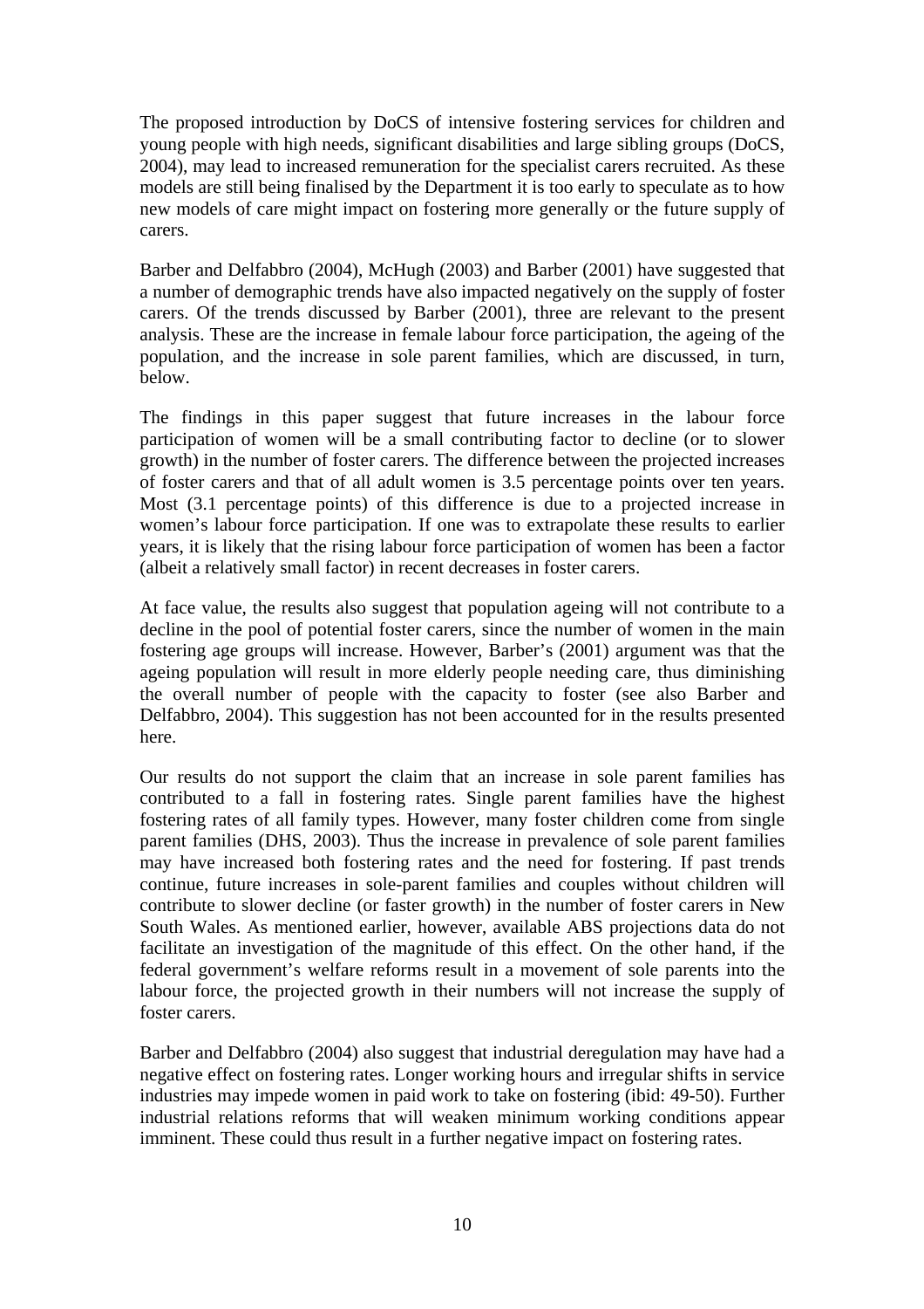The proposed introduction by DoCS of intensive fostering services for children and young people with high needs, significant disabilities and large sibling groups (DoCS, 2004), may lead to increased remuneration for the specialist carers recruited. As these models are still being finalised by the Department it is too early to speculate as to how new models of care might impact on fostering more generally or the future supply of carers.

Barber and Delfabbro (2004), McHugh (2003) and Barber (2001) have suggested that a number of demographic trends have also impacted negatively on the supply of foster carers. Of the trends discussed by Barber (2001), three are relevant to the present analysis. These are the increase in female labour force participation, the ageing of the population, and the increase in sole parent families, which are discussed, in turn, below.

The findings in this paper suggest that future increases in the labour force participation of women will be a small contributing factor to decline (or to slower growth) in the number of foster carers. The difference between the projected increases of foster carers and that of all adult women is 3.5 percentage points over ten years. Most (3.1 percentage points) of this difference is due to a projected increase in women's labour force participation. If one was to extrapolate these results to earlier years, it is likely that the rising labour force participation of women has been a factor (albeit a relatively small factor) in recent decreases in foster carers.

At face value, the results also suggest that population ageing will not contribute to a decline in the pool of potential foster carers, since the number of women in the main fostering age groups will increase. However, Barber's (2001) argument was that the ageing population will result in more elderly people needing care, thus diminishing the overall number of people with the capacity to foster (see also Barber and Delfabbro, 2004). This suggestion has not been accounted for in the results presented here.

Our results do not support the claim that an increase in sole parent families has contributed to a fall in fostering rates. Single parent families have the highest fostering rates of all family types. However, many foster children come from single parent families (DHS, 2003). Thus the increase in prevalence of sole parent families may have increased both fostering rates and the need for fostering. If past trends continue, future increases in sole-parent families and couples without children will contribute to slower decline (or faster growth) in the number of foster carers in New South Wales. As mentioned earlier, however, available ABS projections data do not facilitate an investigation of the magnitude of this effect. On the other hand, if the federal government's welfare reforms result in a movement of sole parents into the labour force, the projected growth in their numbers will not increase the supply of foster carers.

Barber and Delfabbro (2004) also suggest that industrial deregulation may have had a negative effect on fostering rates. Longer working hours and irregular shifts in service industries may impede women in paid work to take on fostering (ibid: 49-50). Further industrial relations reforms that will weaken minimum working conditions appear imminent. These could thus result in a further negative impact on fostering rates.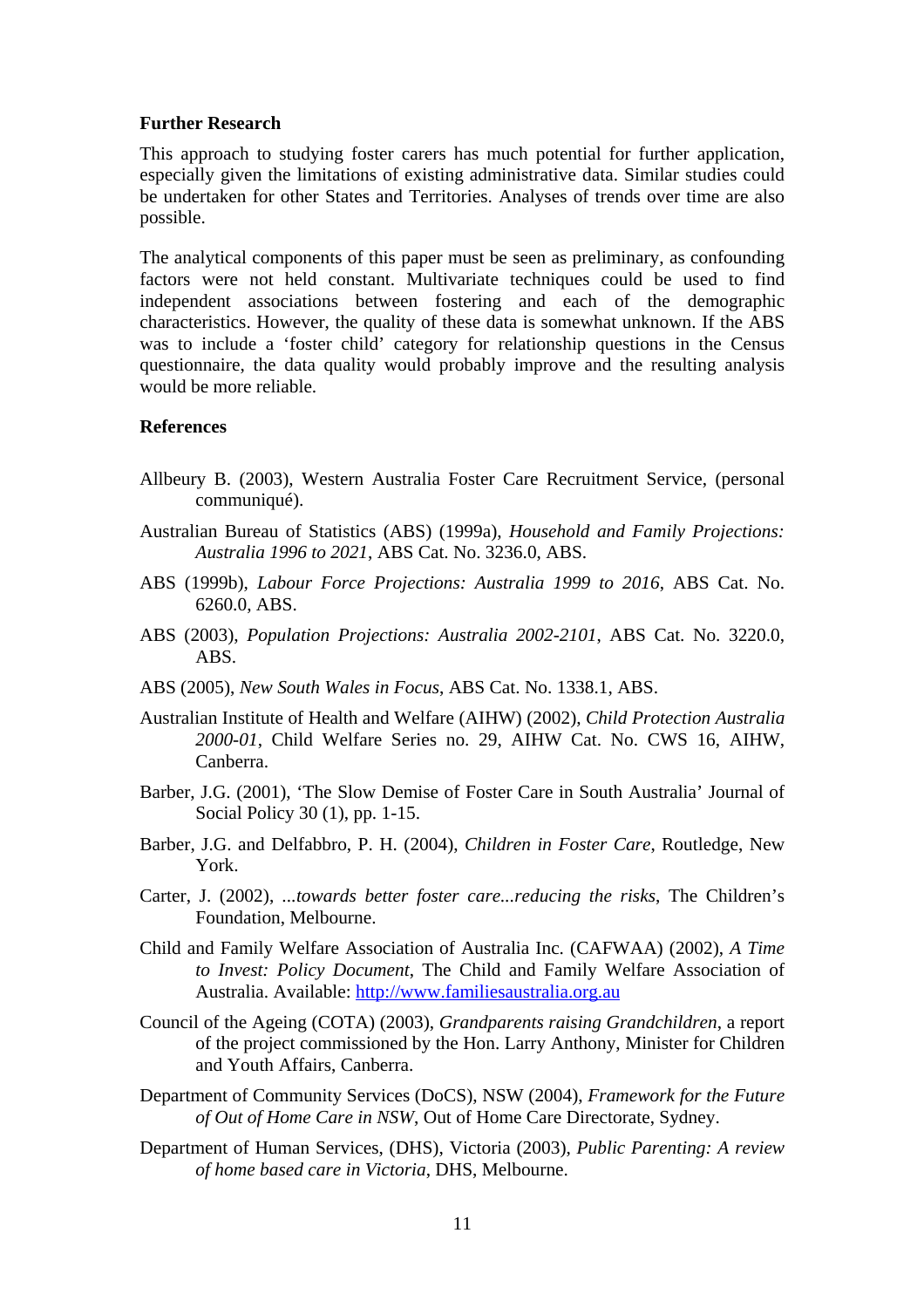**Further Research**

This approach to studying foster carers has much potential for further application, especially given the limitations of existing administrative data. Similar studies could be undertaken for other States and Territories. Analyses of trends over time are also possible.

The analytical components of this paper must be seen as preliminary, as confounding factors were not held constant. Multivariate techniques could be used to find independent associations between fostering and each of the demographic characteristics. However, the quality of these data is somewhat unknown. If the ABS was to include a 'foster child' category for relationship questions in the Census questionnaire, the data quality would probably improve and the resulting analysis would be more reliable.

**References**

Allbeury B. (2003), Western Australia Foster Care Recruitment Service, (personal communiqué).

Australian Bureau of Statistics (ABS) (1999a), *Household and Family Projections: Australia 1996 to 2021*, ABS Cat. No. 3236.0, ABS.

ABS (1999b), *Labour Force Projections: Australia 1999 to 2016*, ABS Cat. No. 6260.0, ABS.

ABS (2003), *Population Projections: Australia 2002-2101*, ABS Cat. No. 3220.0, ABS.

ABS (2005), *New South Wales in Focus*, ABS Cat. No. 1338.1, ABS.

Australian Institute of Health and Welfare (AIHW) (2002), *Child Protection Australia 2000-01*, Child Welfare Series no. 29, AIHW Cat. No. CWS 16, AIHW, Canberra.

Barber, J.G. (2001), 'The Slow Demise of Foster Care in South Australia' Journal of Social Policy 30 (1), pp. 1-15.

Barber, J.G. and Delfabbro, P. H. (2004), *Children in Foster Care*, Routledge, New York.

Carter, J. (2002), *...towards better foster care...reducing the risks*, The Children's Foundation, Melbourne.

Child and Family Welfare Association of Australia Inc. (CAFWAA) (2002), *A Time to Invest: Policy Document*, The Child and Family Welfare Association of Australia. Available: http://www.familiesaustralia.org.au

Council of the Ageing (COTA) (2003), *Grandparents raising Grandchildren*, a report of the project commissioned by the Hon. Larry Anthony, Minister for Children and Youth Affairs, Canberra.

Department of Community Services (DoCS), NSW (2004), *Framework for the Future of Out of Home Care in NSW*, Out of Home Care Directorate, Sydney.

Department of Human Services, (DHS), Victoria (2003), *Public Parenting: A review of home based care in Victoria*, DHS, Melbourne.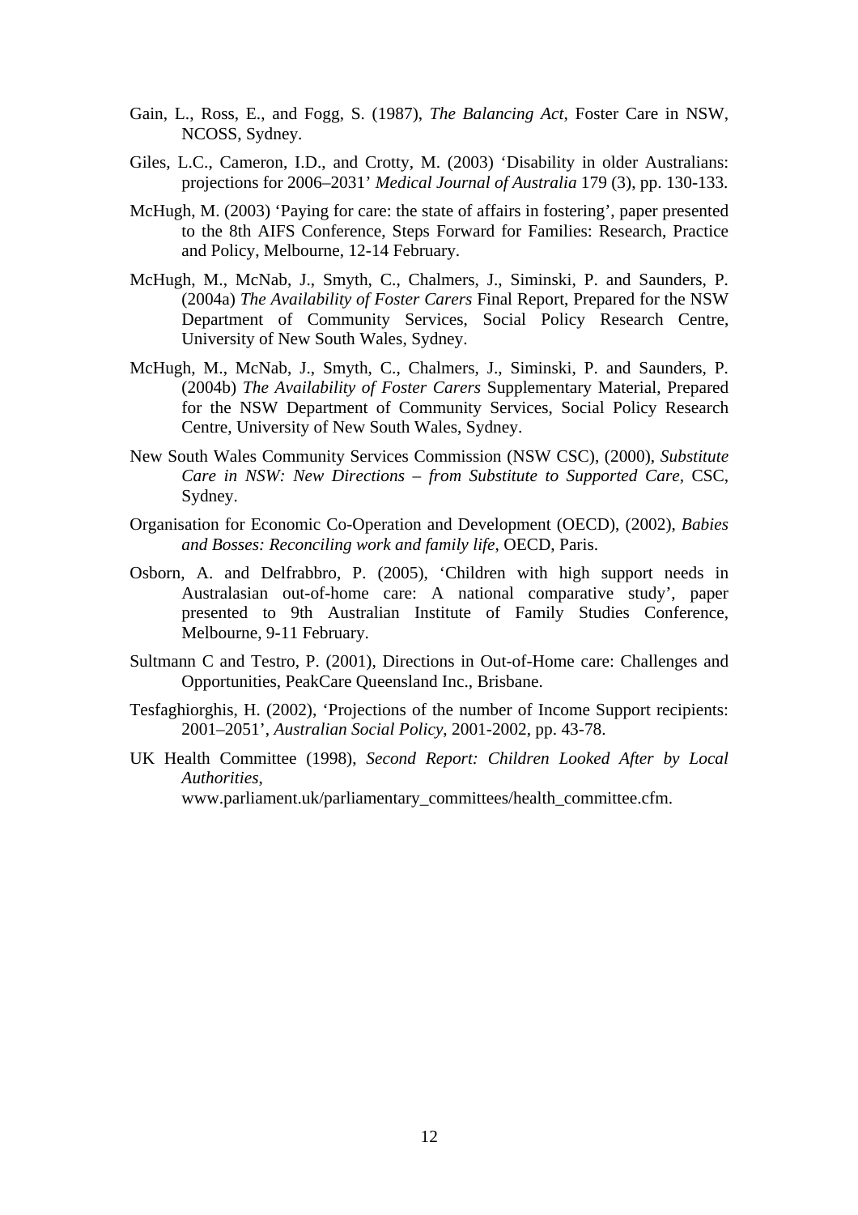Gain, L., Ross, E., and Fogg, S. (1987), *The Balancing Act*, Foster Care in NSW, NCOSS, Sydney.

Giles, L.C., Cameron, I.D., and Crotty, M. (2003) 'Disability in older Australians: projections for 2006–2031' *Medical Journal of Australia* 179 (3), pp. 130-133.

McHugh, M. (2003) 'Paying for care: the state of affairs in fostering', paper presented to the 8th AIFS Conference, Steps Forward for Families: Research, Practice and Policy, Melbourne, 12-14 February.

McHugh, M., McNab, J., Smyth, C., Chalmers, J., Siminski, P. and Saunders, P. (2004a) *The Availability of Foster Carers* Final Report, Prepared for the NSW Department of Community Services, Social Policy Research Centre, University of New South Wales, Sydney.

McHugh, M., McNab, J., Smyth, C., Chalmers, J., Siminski, P. and Saunders, P. (2004b) *The Availability of Foster Carers* Supplementary Material, Prepared for the NSW Department of Community Services, Social Policy Research Centre, University of New South Wales, Sydney.

New South Wales Community Services Commission (NSW CSC), (2000), *Substitute Care in NSW: New Directions – from Substitute to Supported Care*, CSC, Sydney.

Organisation for Economic Co-Operation and Development (OECD), (2002), *Babies and Bosses: Reconciling work and family life*, OECD, Paris.

Osborn, A. and Delfrabbro, P. (2005), 'Children with high support needs in Australasian out-of-home care: A national comparative study', paper presented to 9th Australian Institute of Family Studies Conference, Melbourne, 9-11 February.

Sultmann C and Testro, P. (2001), Directions in Out-of-Home care: Challenges and Opportunities, PeakCare Queensland Inc., Brisbane.

Tesfaghiorghis, H. (2002), 'Projections of the number of Income Support recipients: 2001–2051', *Australian Social Policy*, 2001-2002, pp. 43-78.

UK Health Committee (1998), *Second Report: Children Looked After by Local Authorities*, www.parliament.uk/parliamentary_committees/health_committee.cfm.